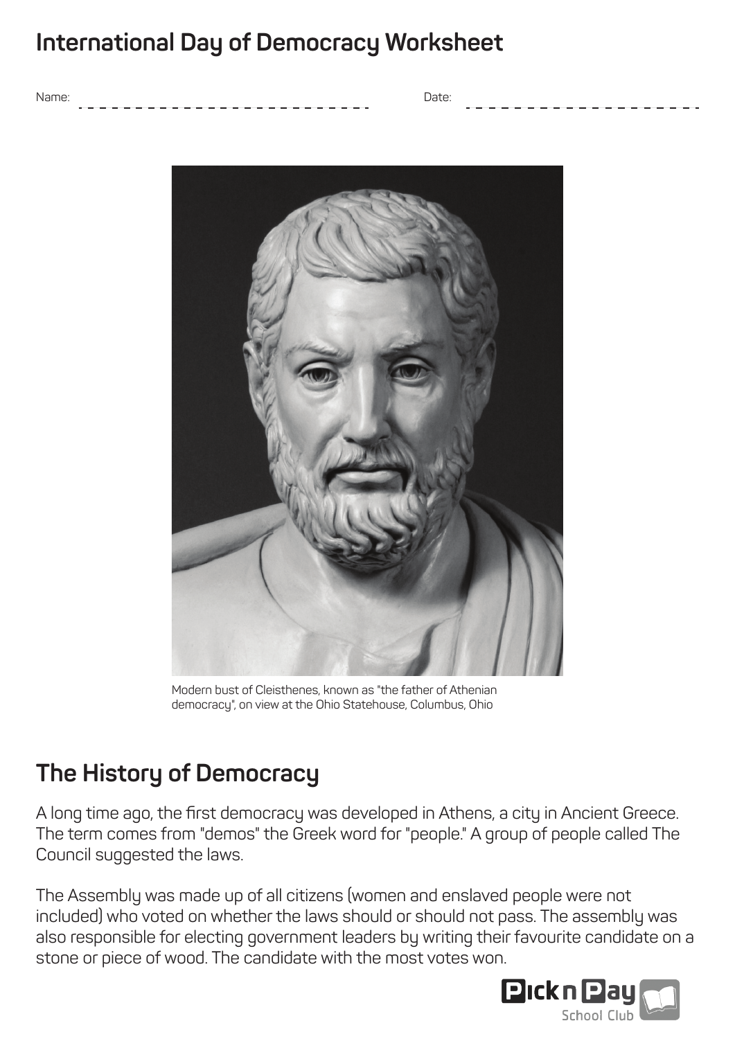# International Day of Democracy Worksheet

Name: _________________________ Date: ____________________

Modern bust of Cleisthenes, known as "the father of Athenian democracy", on view at the Ohio Statehouse, Columbus, Ohio

## The History of Democracy

A long time ago, the first democracy was developed in Athens, a city in Ancient Greece. The term comes from "demos" the Greek word for "people." A group of people called The Council suggested the laws.

The Assembly was made up of all citizens (women and enslaved people were not included) who voted on whether the laws should or should not pass. The assembly was also responsible for electing government leaders by writing their favourite candidate on a stone or piece of wood. The candidate with the most votes won.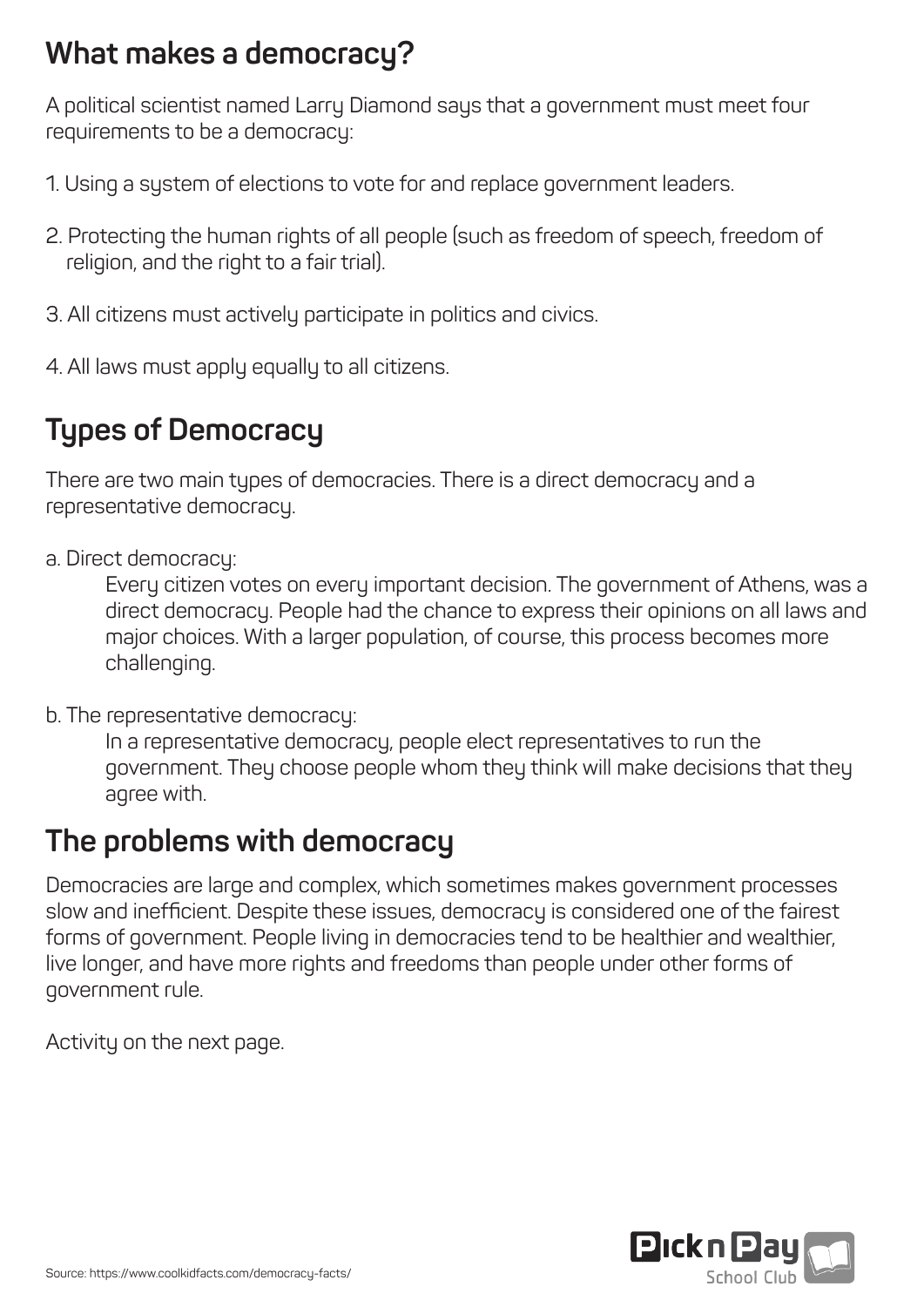## What makes a democracy?

A political scientist named Larry Diamond says that a government must meet four requirements to be a democracy:

1. Using a system of elections to vote for and replace government leaders.

2. Protecting the human rights of all people (such as freedom of speech, freedom of religion, and the right to a fair trial).

3. All citizens must actively participate in politics and civics.

4. All laws must apply equally to all citizens.

## Types of Democracy

There are two main types of democracies. There is a direct democracy and a representative democracy.

a. Direct democracy:

Every citizen votes on every important decision. The government of Athens, was a direct democracy. People had the chance to express their opinions on all laws and major choices. With a larger population, of course, this process becomes more challenging.

b. The representative democracy:

In a representative democracy, people elect representatives to run the government. They choose people whom they think will make decisions that they agree with.

## The problems with democracy

Democracies are large and complex, which sometimes makes government processes slow and inefficient. Despite these issues, democracy is considered one of the fairest forms of government. People living in democracies tend to be healthier and wealthier, live longer, and have more rights and freedoms than people under other forms of government rule.

Activity on the next page.

Source: https://www.coolkidfacts.com/democracy-facts/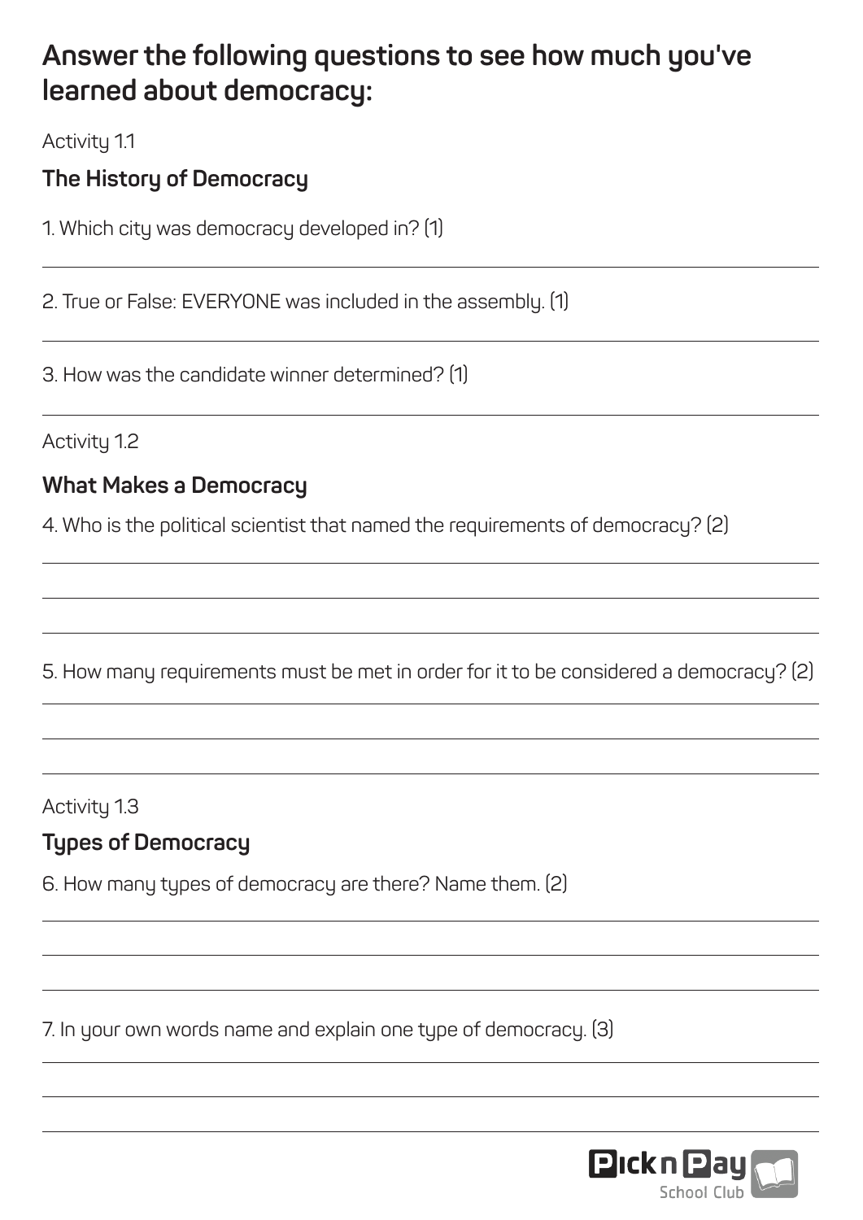## Answer the following questions to see how much you've learned about democracy:

Activity 1.1

### The History of Democracy

1. Which city was democracy developed in? (1)

2. True or False: EVERYONE was included in the assembly. (1)

3. How was the candidate winner determined? (1)

Activity 1.2

### What Makes a Democracy

4. Who is the political scientist that named the requirements of democracy? (2)

5. How many requirements must be met in order for it to be considered a democracy? (2)

Activity 1.3

### Types of Democracy

6. How many types of democracy are there? Name them. (2)

7. In your own words name and explain one type of democracy. (3)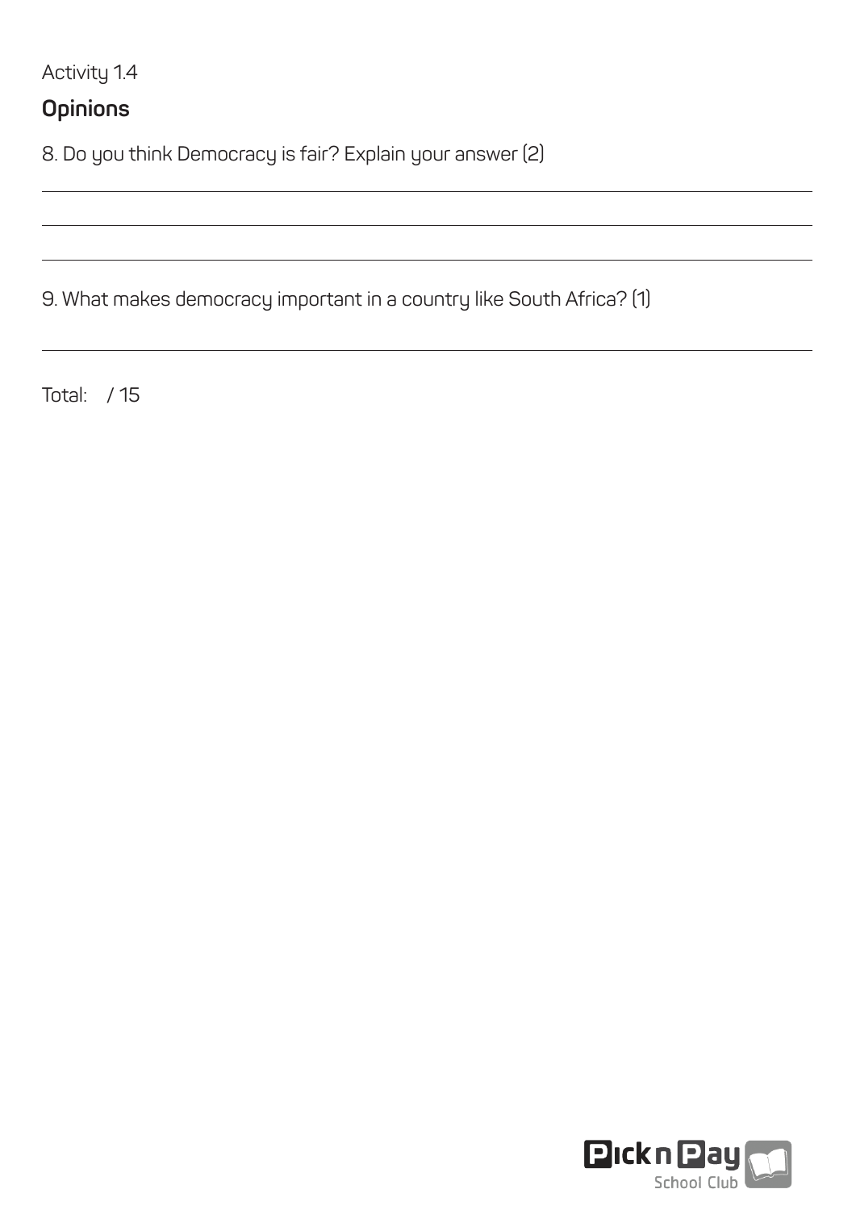Activity 1.4

## Opinions

8. Do you think Democracy is fair? Explain your answer (2)

9. What makes democracy important in a country like South Africa? (1)

Total: / 15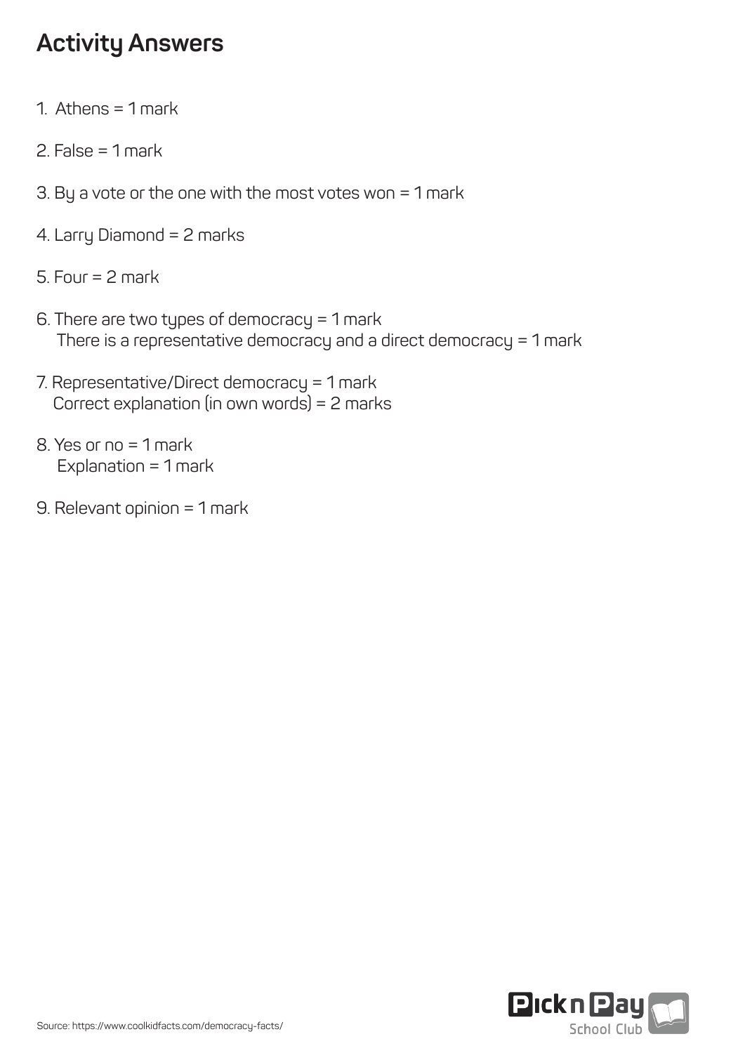## Activity Answers

1. Athens = 1 mark

2. False = 1 mark

3. By a vote or the one with the most votes won = 1 mark

4. Larry Diamond = 2 marks

5. Four = 2 mark

6. There are two types of democracy = 1 mark
   There is a representative democracy and a direct democracy = 1 mark

7. Representative/Direct democracy = 1 mark
   Correct explanation (in own words) = 2 marks

8. Yes or no = 1 mark
   Explanation = 1 mark

9. Relevant opinion = 1 mark

Source: https://www.coolkidfacts.com/democracy-facts/

Pick n Pay School Club